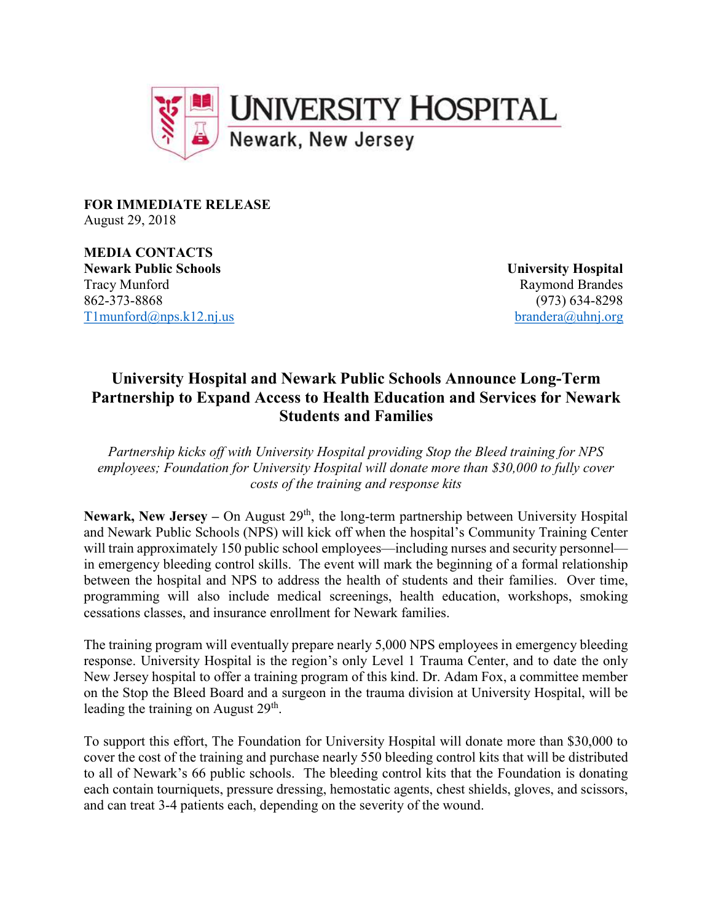UNIVERSITY HOSPITAL
Newark, New Jersey

**FOR IMMEDIATE RELEASE**
August 29, 2018

**MEDIA CONTACTS**

**Newark Public Schools**
Tracy Munford
862-373-8868
T1munford@nps.k12.nj.us

**University Hospital**
Raymond Brandes
(973) 634-8298
brandera@uhnj.org

# University Hospital and Newark Public Schools Announce Long-Term Partnership to Expand Access to Health Education and Services for Newark Students and Families

*Partnership kicks off with University Hospital providing Stop the Bleed training for NPS employees; Foundation for University Hospital will donate more than $30,000 to fully cover costs of the training and response kits*

**Newark, New Jersey –** On August 29th, the long-term partnership between University Hospital and Newark Public Schools (NPS) will kick off when the hospital's Community Training Center will train approximately 150 public school employees—including nurses and security personnel—in emergency bleeding control skills. The event will mark the beginning of a formal relationship between the hospital and NPS to address the health of students and their families. Over time, programming will also include medical screenings, health education, workshops, smoking cessations classes, and insurance enrollment for Newark families.

The training program will eventually prepare nearly 5,000 NPS employees in emergency bleeding response. University Hospital is the region's only Level 1 Trauma Center, and to date the only New Jersey hospital to offer a training program of this kind. Dr. Adam Fox, a committee member on the Stop the Bleed Board and a surgeon in the trauma division at University Hospital, will be leading the training on August 29th.

To support this effort, The Foundation for University Hospital will donate more than $30,000 to cover the cost of the training and purchase nearly 550 bleeding control kits that will be distributed to all of Newark's 66 public schools. The bleeding control kits that the Foundation is donating each contain tourniquets, pressure dressing, hemostatic agents, chest shields, gloves, and scissors, and can treat 3-4 patients each, depending on the severity of the wound.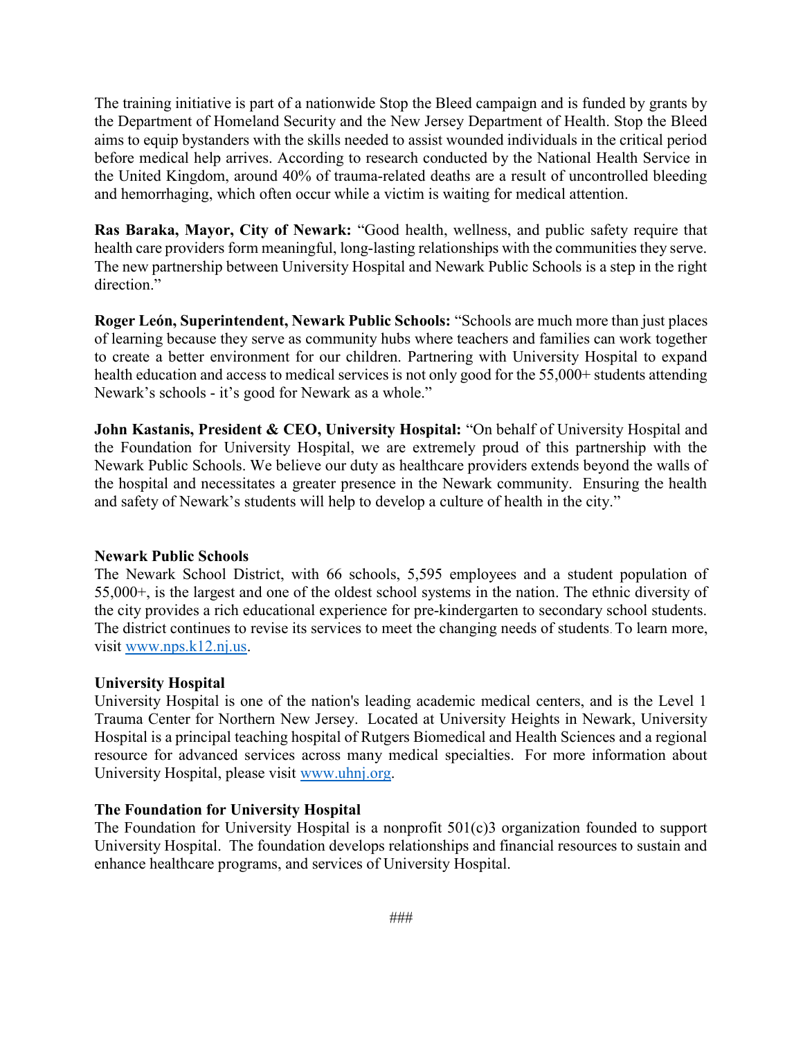The training initiative is part of a nationwide Stop the Bleed campaign and is funded by grants by the Department of Homeland Security and the New Jersey Department of Health. Stop the Bleed aims to equip bystanders with the skills needed to assist wounded individuals in the critical period before medical help arrives. According to research conducted by the National Health Service in the United Kingdom, around 40% of trauma-related deaths are a result of uncontrolled bleeding and hemorrhaging, which often occur while a victim is waiting for medical attention.

**Ras Baraka, Mayor, City of Newark:** "Good health, wellness, and public safety require that health care providers form meaningful, long-lasting relationships with the communities they serve. The new partnership between University Hospital and Newark Public Schools is a step in the right direction."

**Roger León, Superintendent, Newark Public Schools:** "Schools are much more than just places of learning because they serve as community hubs where teachers and families can work together to create a better environment for our children. Partnering with University Hospital to expand health education and access to medical services is not only good for the 55,000+ students attending Newark's schools - it's good for Newark as a whole."

**John Kastanis, President & CEO, University Hospital:** "On behalf of University Hospital and the Foundation for University Hospital, we are extremely proud of this partnership with the Newark Public Schools. We believe our duty as healthcare providers extends beyond the walls of the hospital and necessitates a greater presence in the Newark community. Ensuring the health and safety of Newark's students will help to develop a culture of health in the city."

**Newark Public Schools**

The Newark School District, with 66 schools, 5,595 employees and a student population of 55,000+, is the largest and one of the oldest school systems in the nation. The ethnic diversity of the city provides a rich educational experience for pre-kindergarten to secondary school students. The district continues to revise its services to meet the changing needs of students. To learn more, visit [www.nps.k12.nj.us](www.nps.k12.nj.us).

**University Hospital**

University Hospital is one of the nation's leading academic medical centers, and is the Level 1 Trauma Center for Northern New Jersey. Located at University Heights in Newark, University Hospital is a principal teaching hospital of Rutgers Biomedical and Health Sciences and a regional resource for advanced services across many medical specialties. For more information about University Hospital, please visit [www.uhnj.org](www.uhnj.org).

**The Foundation for University Hospital**

The Foundation for University Hospital is a nonprofit 501(c)3 organization founded to support University Hospital. The foundation develops relationships and financial resources to sustain and enhance healthcare programs, and services of University Hospital.

###